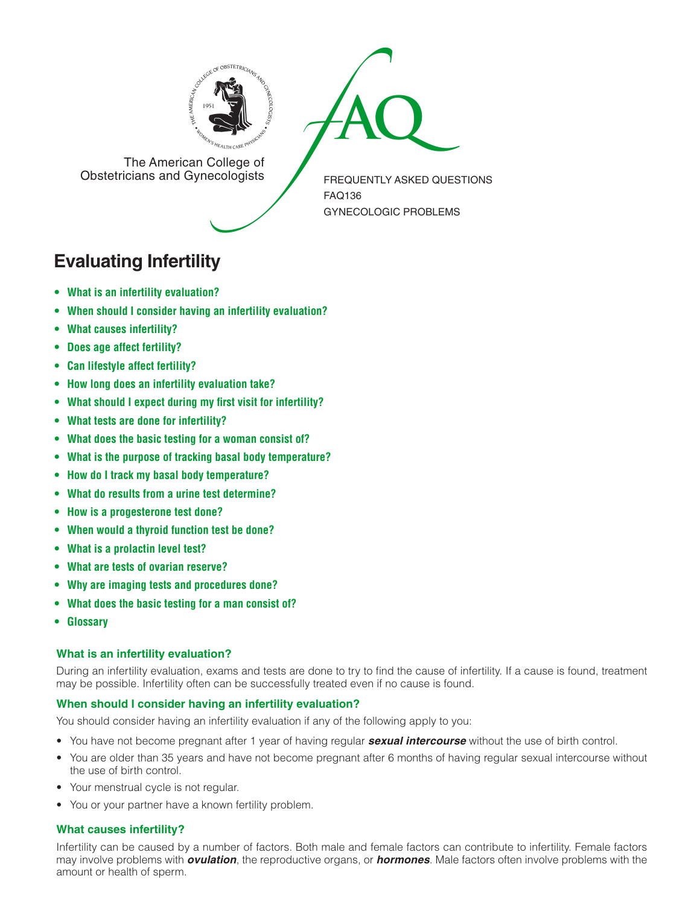The American College of Obstetricians and Gynecologists

FREQUENTLY ASKED QUESTIONS
FAQ136
GYNECOLOGIC PROBLEMS

# Evaluating Infertility

- **What is an infertility evaluation?**
- **When should I consider having an infertility evaluation?**
- **What causes infertility?**
- **Does age affect fertility?**
- **Can lifestyle affect fertility?**
- **How long does an infertility evaluation take?**
- **What should I expect during my first visit for infertility?**
- **What tests are done for infertility?**
- **What does the basic testing for a woman consist of?**
- **What is the purpose of tracking basal body temperature?**
- **How do I track my basal body temperature?**
- **What do results from a urine test determine?**
- **How is a progesterone test done?**
- **When would a thyroid function test be done?**
- **What is a prolactin level test?**
- **What are tests of ovarian reserve?**
- **Why are imaging tests and procedures done?**
- **What does the basic testing for a man consist of?**
- **Glossary**

### What is an infertility evaluation?

During an infertility evaluation, exams and tests are done to try to find the cause of infertility. If a cause is found, treatment may be possible. Infertility often can be successfully treated even if no cause is found.

### When should I consider having an infertility evaluation?

You should consider having an infertility evaluation if any of the following apply to you:

- You have not become pregnant after 1 year of having regular ***sexual intercourse*** without the use of birth control.
- You are older than 35 years and have not become pregnant after 6 months of having regular sexual intercourse without the use of birth control.
- Your menstrual cycle is not regular.
- You or your partner have a known fertility problem.

### What causes infertility?

Infertility can be caused by a number of factors. Both male and female factors can contribute to infertility. Female factors may involve problems with ***ovulation***, the reproductive organs, or ***hormones***. Male factors often involve problems with the amount or health of sperm.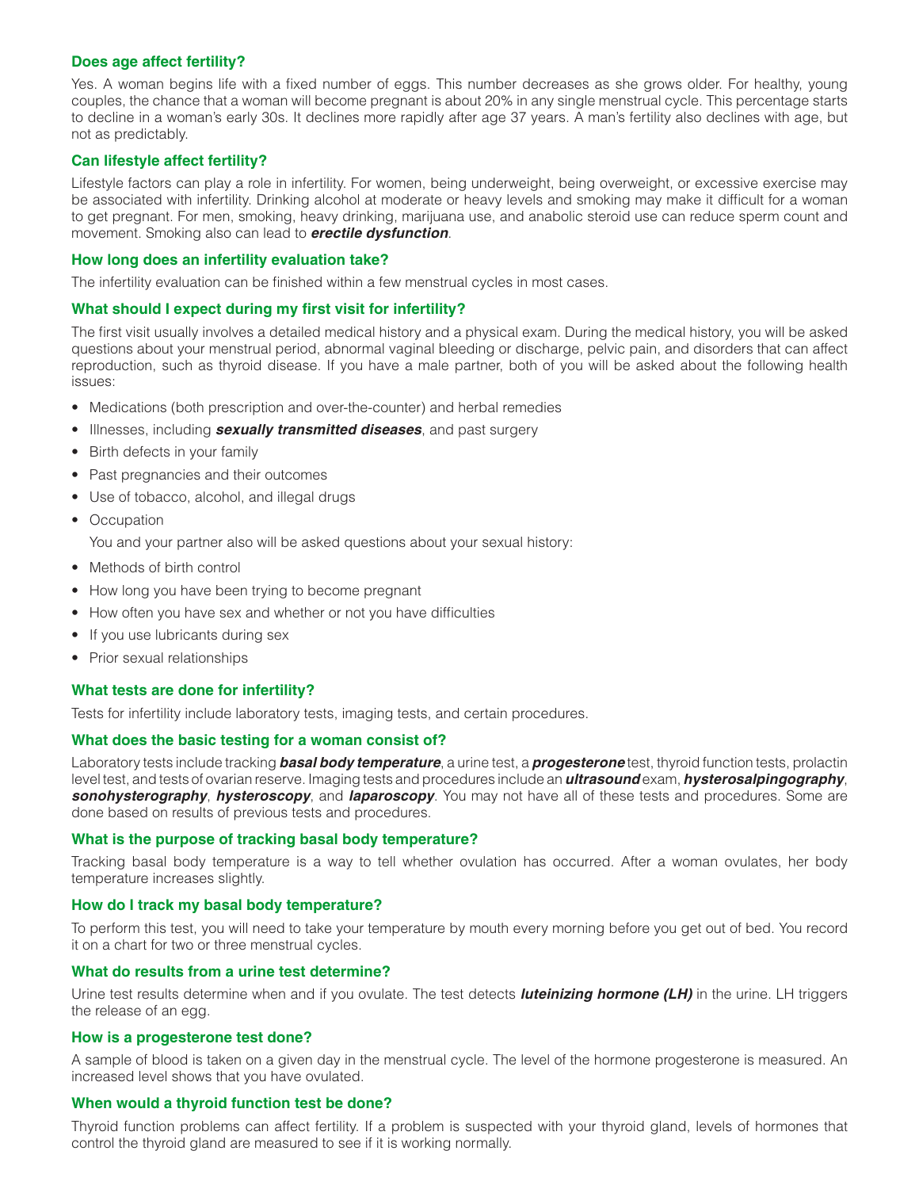### Does age affect fertility?

Yes. A woman begins life with a fixed number of eggs. This number decreases as she grows older. For healthy, young couples, the chance that a woman will become pregnant is about 20% in any single menstrual cycle. This percentage starts to decline in a woman's early 30s. It declines more rapidly after age 37 years. A man's fertility also declines with age, but not as predictably.

### Can lifestyle affect fertility?

Lifestyle factors can play a role in infertility. For women, being underweight, being overweight, or excessive exercise may be associated with infertility. Drinking alcohol at moderate or heavy levels and smoking may make it difficult for a woman to get pregnant. For men, smoking, heavy drinking, marijuana use, and anabolic steroid use can reduce sperm count and movement. Smoking also can lead to ***erectile dysfunction***.

### How long does an infertility evaluation take?

The infertility evaluation can be finished within a few menstrual cycles in most cases.

### What should I expect during my first visit for infertility?

The first visit usually involves a detailed medical history and a physical exam. During the medical history, you will be asked questions about your menstrual period, abnormal vaginal bleeding or discharge, pelvic pain, and disorders that can affect reproduction, such as thyroid disease. If you have a male partner, both of you will be asked about the following health issues:

- Medications (both prescription and over-the-counter) and herbal remedies
- Illnesses, including ***sexually transmitted diseases***, and past surgery
- Birth defects in your family
- Past pregnancies and their outcomes
- Use of tobacco, alcohol, and illegal drugs
- Occupation

You and your partner also will be asked questions about your sexual history:

- Methods of birth control
- How long you have been trying to become pregnant
- How often you have sex and whether or not you have difficulties
- If you use lubricants during sex
- Prior sexual relationships

### What tests are done for infertility?

Tests for infertility include laboratory tests, imaging tests, and certain procedures.

### What does the basic testing for a woman consist of?

Laboratory tests include tracking ***basal body temperature***, a urine test, a ***progesterone*** test, thyroid function tests, prolactin level test, and tests of ovarian reserve. Imaging tests and procedures include an ***ultrasound*** exam, ***hysterosalpingography***, ***sonohysterography***, ***hysteroscopy***, and ***laparoscopy***. You may not have all of these tests and procedures. Some are done based on results of previous tests and procedures.

### What is the purpose of tracking basal body temperature?

Tracking basal body temperature is a way to tell whether ovulation has occurred. After a woman ovulates, her body temperature increases slightly.

### How do I track my basal body temperature?

To perform this test, you will need to take your temperature by mouth every morning before you get out of bed. You record it on a chart for two or three menstrual cycles.

### What do results from a urine test determine?

Urine test results determine when and if you ovulate. The test detects ***luteinizing hormone (LH)*** in the urine. LH triggers the release of an egg.

### How is a progesterone test done?

A sample of blood is taken on a given day in the menstrual cycle. The level of the hormone progesterone is measured. An increased level shows that you have ovulated.

### When would a thyroid function test be done?

Thyroid function problems can affect fertility. If a problem is suspected with your thyroid gland, levels of hormones that control the thyroid gland are measured to see if it is working normally.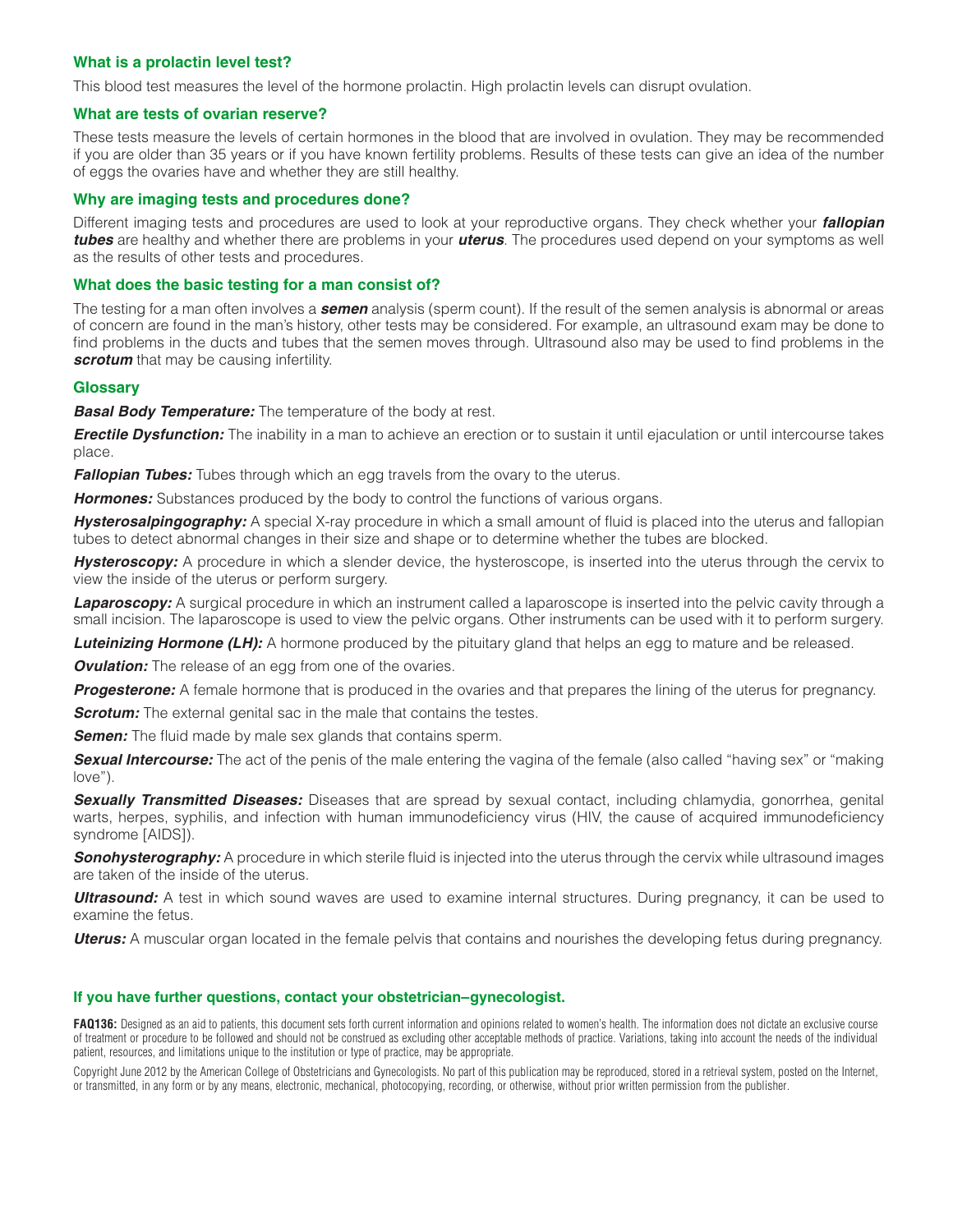### What is a prolactin level test?

This blood test measures the level of the hormone prolactin. High prolactin levels can disrupt ovulation.

### What are tests of ovarian reserve?

These tests measure the levels of certain hormones in the blood that are involved in ovulation. They may be recommended if you are older than 35 years or if you have known fertility problems. Results of these tests can give an idea of the number of eggs the ovaries have and whether they are still healthy.

### Why are imaging tests and procedures done?

Different imaging tests and procedures are used to look at your reproductive organs. They check whether your ***fallopian tubes*** are healthy and whether there are problems in your ***uterus***. The procedures used depend on your symptoms as well as the results of other tests and procedures.

### What does the basic testing for a man consist of?

The testing for a man often involves a ***semen*** analysis (sperm count). If the result of the semen analysis is abnormal or areas of concern are found in the man's history, other tests may be considered. For example, an ultrasound exam may be done to find problems in the ducts and tubes that the semen moves through. Ultrasound also may be used to find problems in the ***scrotum*** that may be causing infertility.

### Glossary

***Basal Body Temperature:*** The temperature of the body at rest.

***Erectile Dysfunction:*** The inability in a man to achieve an erection or to sustain it until ejaculation or until intercourse takes place.

***Fallopian Tubes:*** Tubes through which an egg travels from the ovary to the uterus.

***Hormones:*** Substances produced by the body to control the functions of various organs.

***Hysterosalpingography:*** A special X-ray procedure in which a small amount of fluid is placed into the uterus and fallopian tubes to detect abnormal changes in their size and shape or to determine whether the tubes are blocked.

***Hysteroscopy:*** A procedure in which a slender device, the hysteroscope, is inserted into the uterus through the cervix to view the inside of the uterus or perform surgery.

***Laparoscopy:*** A surgical procedure in which an instrument called a laparoscope is inserted into the pelvic cavity through a small incision. The laparoscope is used to view the pelvic organs. Other instruments can be used with it to perform surgery.

***Luteinizing Hormone (LH):*** A hormone produced by the pituitary gland that helps an egg to mature and be released.

***Ovulation:*** The release of an egg from one of the ovaries.

***Progesterone:*** A female hormone that is produced in the ovaries and that prepares the lining of the uterus for pregnancy.

***Scrotum:*** The external genital sac in the male that contains the testes.

***Semen:*** The fluid made by male sex glands that contains sperm.

***Sexual Intercourse:*** The act of the penis of the male entering the vagina of the female (also called "having sex" or "making love").

***Sexually Transmitted Diseases:*** Diseases that are spread by sexual contact, including chlamydia, gonorrhea, genital warts, herpes, syphilis, and infection with human immunodeficiency virus (HIV, the cause of acquired immunodeficiency syndrome [AIDS]).

***Sonohysterography:*** A procedure in which sterile fluid is injected into the uterus through the cervix while ultrasound images are taken of the inside of the uterus.

***Ultrasound:*** A test in which sound waves are used to examine internal structures. During pregnancy, it can be used to examine the fetus.

***Uterus:*** A muscular organ located in the female pelvis that contains and nourishes the developing fetus during pregnancy.

**If you have further questions, contact your obstetrician–gynecologist.**

**FAQ136:** Designed as an aid to patients, this document sets forth current information and opinions related to women's health. The information does not dictate an exclusive course of treatment or procedure to be followed and should not be construed as excluding other acceptable methods of practice. Variations, taking into account the needs of the individual patient, resources, and limitations unique to the institution or type of practice, may be appropriate.

Copyright June 2012 by the American College of Obstetricians and Gynecologists. No part of this publication may be reproduced, stored in a retrieval system, posted on the Internet, or transmitted, in any form or by any means, electronic, mechanical, photocopying, recording, or otherwise, without prior written permission from the publisher.